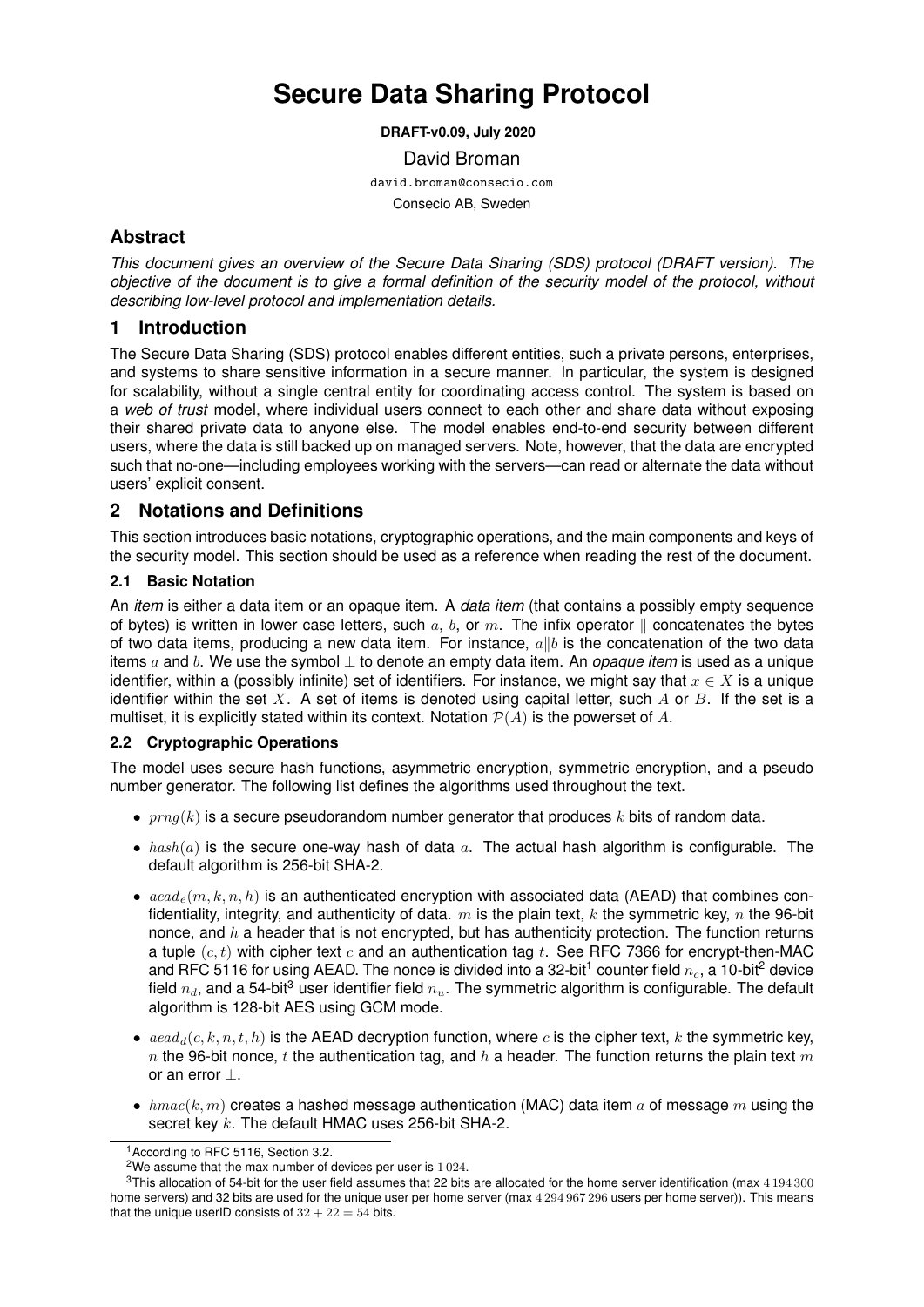# Secure Data Sharing Protocol

**DRAFT-v0.09, July 2020**

David Broman

david.broman@consecio.com

Consecio AB, Sweden

## Abstract

*This document gives an overview of the Secure Data Sharing (SDS) protocol (DRAFT version). The objective of the document is to give a formal definition of the security model of the protocol, without describing low-level protocol and implementation details.*

## 1 Introduction

The Secure Data Sharing (SDS) protocol enables different entities, such a private persons, enterprises, and systems to share sensitive information in a secure manner. In particular, the system is designed for scalability, without a single central entity for coordinating access control. The system is based on a *web of trust* model, where individual users connect to each other and share data without exposing their shared private data to anyone else. The model enables end-to-end security between different users, where the data is still backed up on managed servers. Note, however, that the data are encrypted such that no-one—including employees working with the servers—can read or alternate the data without users' explicit consent.

## 2 Notations and Definitions

This section introduces basic notations, cryptographic operations, and the main components and keys of the security model. This section should be used as a reference when reading the rest of the document.

### 2.1 Basic Notation

An *item* is either a data item or an opaque item. A *data item* (that contains a possibly empty sequence of bytes) is written in lower case letters, such $a$, $b$, or $m$. The infix operator $\|$ concatenates the bytes of two data items, producing a new data item. For instance, $a\|b$ is the concatenation of the two data items $a$ and $b$. We use the symbol $\perp$ to denote an empty data item. An *opaque item* is used as a unique identifier, within a (possibly infinite) set of identifiers. For instance, we might say that $x \in X$ is a unique identifier within the set $X$. A set of items is denoted using capital letter, such $A$ or $B$. If the set is a multiset, it is explicitly stated within its context. Notation $\mathcal{P}(A)$ is the powerset of $A$.

### 2.2 Cryptographic Operations

The model uses secure hash functions, asymmetric encryption, symmetric encryption, and a pseudo number generator. The following list defines the algorithms used throughout the text.

- $prng(k)$ is a secure pseudorandom number generator that produces $k$ bits of random data.
- $hash(a)$ is the secure one-way hash of data $a$. The actual hash algorithm is configurable. The default algorithm is 256-bit SHA-2.
- $aead_e(m, k, n, h)$ is an authenticated encryption with associated data (AEAD) that combines confidentiality, integrity, and authenticity of data. $m$ is the plain text, $k$ the symmetric key, $n$ the 96-bit nonce, and $h$ a header that is not encrypted, but has authenticity protection. The function returns a tuple $(c, t)$ with cipher text $c$ and an authentication tag $t$. See RFC 7366 for encrypt-then-MAC and RFC 5116 for using AEAD. The nonce is divided into a 32-bit[1] counter field $n_c$, a 10-bit[2] device field $n_d$, and a 54-bit[3] user identifier field $n_u$. The symmetric algorithm is configurable. The default algorithm is 128-bit AES using GCM mode.
- $aead_d(c, k, n, t, h)$ is the AEAD decryption function, where $c$ is the cipher text, $k$ the symmetric key, $n$ the 96-bit nonce, $t$ the authentication tag, and $h$ a header. The function returns the plain text $m$ or an error $\perp$.
- $hmac(k, m)$ creates a hashed message authentication (MAC) data item $a$ of message $m$ using the secret key $k$. The default HMAC uses 256-bit SHA-2.

---

[1] According to RFC 5116, Section 3.2.

[2] We assume that the max number of devices per user is $1\,024$.

[3] This allocation of 54-bit for the user field assumes that 22 bits are allocated for the home server identification (max $4\,194\,300$ home servers) and 32 bits are used for the unique user per home server (max $4\,294\,967\,296$ users per home server)). This means that the unique userID consists of $32 + 22 = 54$ bits.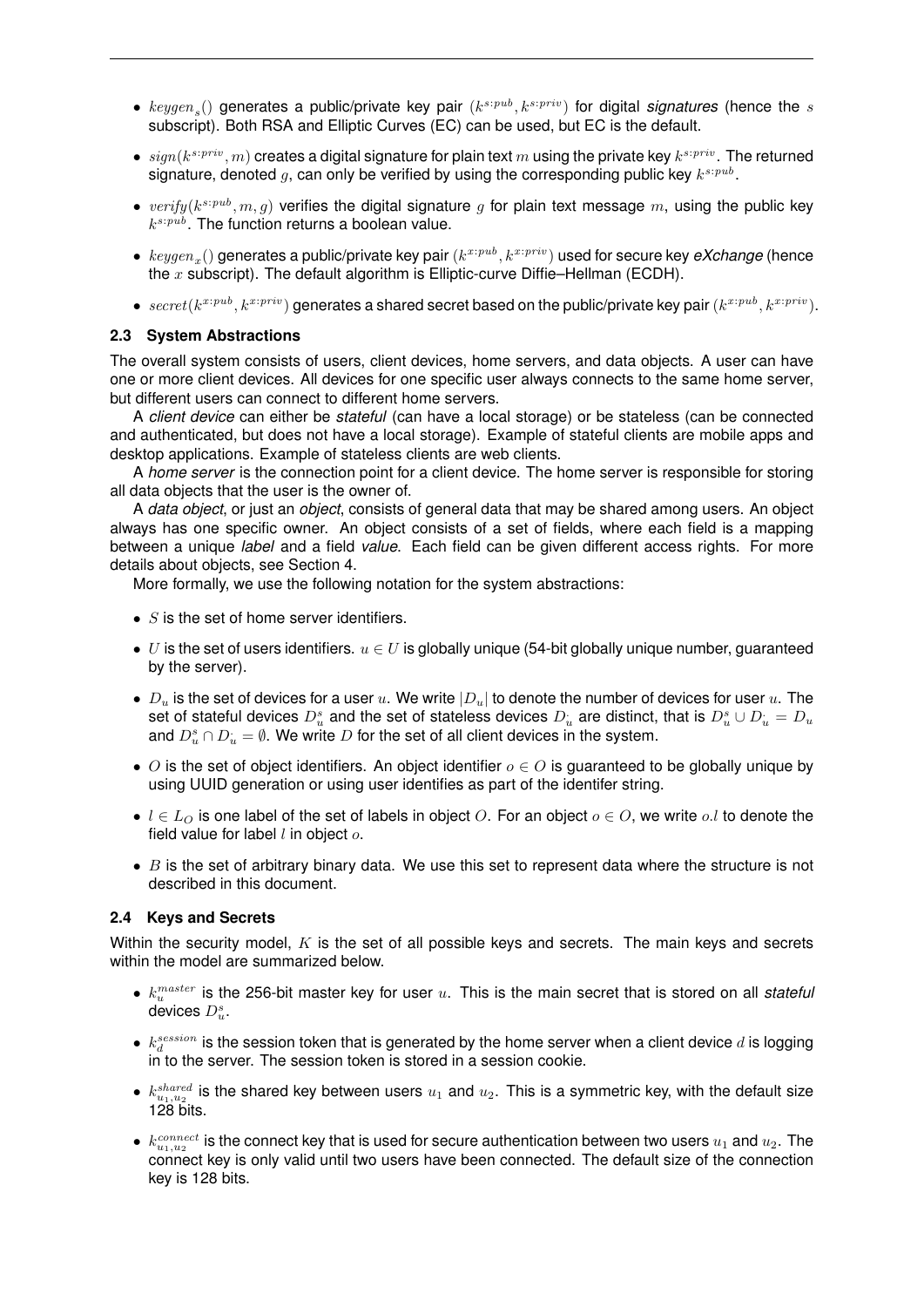- $keygen_s()$ generates a public/private key pair $(k^{s:pub}, k^{s:priv})$ for digital *signatures* (hence the $s$ subscript). Both RSA and Elliptic Curves (EC) can be used, but EC is the default.
- $sign(k^{s:priv}, m)$ creates a digital signature for plain text $m$ using the private key $k^{s:priv}$. The returned signature, denoted $g$, can only be verified by using the corresponding public key $k^{s:pub}$.
- $verify(k^{s:pub}, m, g)$ verifies the digital signature $g$ for plain text message $m$, using the public key $k^{s:pub}$. The function returns a boolean value.
- $keygen_x()$ generates a public/private key pair $(k^{x:pub}, k^{x:priv})$ used for secure key *eXchange* (hence the $x$ subscript). The default algorithm is Elliptic-curve Diffie–Hellman (ECDH).
- $secret(k^{x:pub}, k^{x:priv})$ generates a shared secret based on the public/private key pair $(k^{x:pub}, k^{x:priv})$.

### 2.3 System Abstractions

The overall system consists of users, client devices, home servers, and data objects. A user can have one or more client devices. All devices for one specific user always connects to the same home server, but different users can connect to different home servers.

A *client device* can either be *stateful* (can have a local storage) or be stateless (can be connected and authenticated, but does not have a local storage). Example of stateful clients are mobile apps and desktop applications. Example of stateless clients are web clients.

A *home server* is the connection point for a client device. The home server is responsible for storing all data objects that the user is the owner of.

A *data object*, or just an *object*, consists of general data that may be shared among users. An object always has one specific owner. An object consists of a set of fields, where each field is a mapping between a unique *label* and a field *value*. Each field can be given different access rights. For more details about objects, see Section 4.

More formally, we use the following notation for the system abstractions:

- $S$ is the set of home server identifiers.
- $U$ is the set of users identifiers. $u \in U$ is globally unique (54-bit globally unique number, guaranteed by the server).
- $D_u$ is the set of devices for a user $u$. We write $|D_u|$ to denote the number of devices for user $u$. The set of stateful devices $D_u^s$ and the set of stateless devices $D_u^{\cdot}$ are distinct, that is $D_u^s \cup D_u^{\cdot} = D_u$ and $D_u^s \cap D_u^{\cdot} = \emptyset$. We write $D$ for the set of all client devices in the system.
- $O$ is the set of object identifiers. An object identifier $o \in O$ is guaranteed to be globally unique by using UUID generation or using user identifies as part of the identifer string.
- $l \in L_O$ is one label of the set of labels in object $O$. For an object $o \in O$, we write $o.l$ to denote the field value for label $l$ in object $o$.
- $B$ is the set of arbitrary binary data. We use this set to represent data where the structure is not described in this document.

### 2.4 Keys and Secrets

Within the security model, $K$ is the set of all possible keys and secrets. The main keys and secrets within the model are summarized below.

- $k_u^{master}$ is the 256-bit master key for user $u$. This is the main secret that is stored on all *stateful* devices $D_u^s$.
- $k_d^{session}$ is the session token that is generated by the home server when a client device $d$ is logging in to the server. The session token is stored in a session cookie.
- $k_{u_1,u_2}^{shared}$ is the shared key between users $u_1$ and $u_2$. This is a symmetric key, with the default size 128 bits.
- $k_{u_1,u_2}^{connect}$ is the connect key that is used for secure authentication between two users $u_1$ and $u_2$. The connect key is only valid until two users have been connected. The default size of the connection key is 128 bits.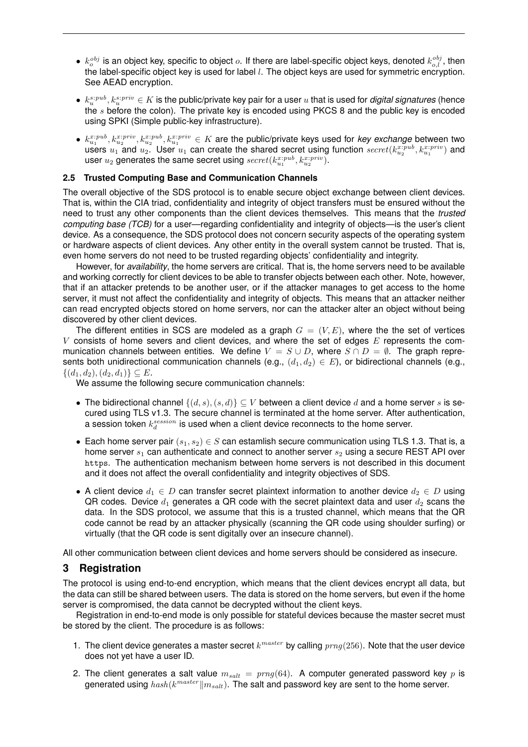- $k_o^{obj}$ is an object key, specific to object $o$. If there are label-specific object keys, denoted $k_{o,l}^{obj}$, then the label-specific object key is used for label $l$. The object keys are used for symmetric encryption. See AEAD encryption.
- $k_u^{s:pub}, k_u^{s:priv} \in K$ is the public/private key pair for a user $u$ that is used for *digital signatures* (hence the $s$ before the colon). The private key is encoded using PKCS 8 and the public key is encoded using SPKI (Simple public-key infrastructure).
- $k_{u_1}^{x:pub}, k_{u_2}^{x:priv}, k_{u_2}^{x:pub}, k_{u_1}^{x:priv} \in K$ are the public/private keys used for *key exchange* between two users $u_1$ and $u_2$. User $u_1$ can create the shared secret using function $secret(k_{u_2}^{x:pub}, k_{u_1}^{x:priv})$ and user $u_2$ generates the same secret using $secret(k_{u_1}^{x:pub}, k_{u_2}^{x:priv})$.

### 2.5 Trusted Computing Base and Communication Channels

The overall objective of the SDS protocol is to enable secure object exchange between client devices. That is, within the CIA triad, confidentiality and integrity of object transfers must be ensured without the need to trust any other components than the client devices themselves. This means that the *trusted computing base (TCB)* for a user—regarding confidentiality and integrity of objects—is the user's client device. As a consequence, the SDS protocol does not concern security aspects of the operating system or hardware aspects of client devices. Any other entity in the overall system cannot be trusted. That is, even home servers do not need to be trusted regarding objects' confidentiality and integrity.

However, for *availability*, the home servers are critical. That is, the home servers need to be available and working correctly for client devices to be able to transfer objects between each other. Note, however, that if an attacker pretends to be another user, or if the attacker manages to get access to the home server, it must not affect the confidentiality and integrity of objects. This means that an attacker neither can read encrypted objects stored on home servers, nor can the attacker alter an object without being discovered by other client devices.

The different entities in SCS are modeled as a graph $G = (V, E)$, where the the set of vertices $V$ consists of home severs and client devices, and where the set of edges $E$ represents the communication channels between entities. We define $V = S \cup D$, where $S \cap D = \emptyset$. The graph represents both unidirectional communication channels (e.g., $(d_1, d_2) \in E$), or bidirectional channels (e.g., $\{(d_1, d_2), (d_2, d_1)\} \subseteq E$.

We assume the following secure communication channels:

- The bidirectional channel $\{(d, s), (s, d)\} \subseteq V$ between a client device $d$ and a home server $s$ is secured using TLS v1.3. The secure channel is terminated at the home server. After authentication, a session token $k_d^{session}$ is used when a client device reconnects to the home server.
- Each home server pair $(s_1, s_2) \in S$ can estamlish secure communication using TLS 1.3. That is, a home server $s_1$ can authenticate and connect to another server $s_2$ using a secure REST API over `https`. The authentication mechanism between home servers is not described in this document and it does not affect the overall confidentiality and integrity objectives of SDS.
- A client device $d_1 \in D$ can transfer secret plaintext information to another device $d_2 \in D$ using QR codes. Device $d_1$ generates a QR code with the secret plaintext data and user $d_2$ scans the data. In the SDS protocol, we assume that this is a trusted channel, which means that the QR code cannot be read by an attacker physically (scanning the QR code using shoulder surfing) or virtually (that the QR code is sent digitally over an insecure channel).

All other communication between client devices and home servers should be considered as insecure.

## 3 Registration

The protocol is using end-to-end encryption, which means that the client devices encrypt all data, but the data can still be shared between users. The data is stored on the home servers, but even if the home server is compromised, the data cannot be decrypted without the client keys.

Registration in end-to-end mode is only possible for stateful devices because the master secret must be stored by the client. The procedure is as follows:

1. The client device generates a master secret $k^{master}$ by calling $prng(256)$. Note that the user device does not yet have a user ID.
2. The client generates a salt value $m_{salt} = prng(64)$. A computer generated password key $p$ is generated using $hash(k^{master} \| m_{salt})$. The salt and password key are sent to the home server.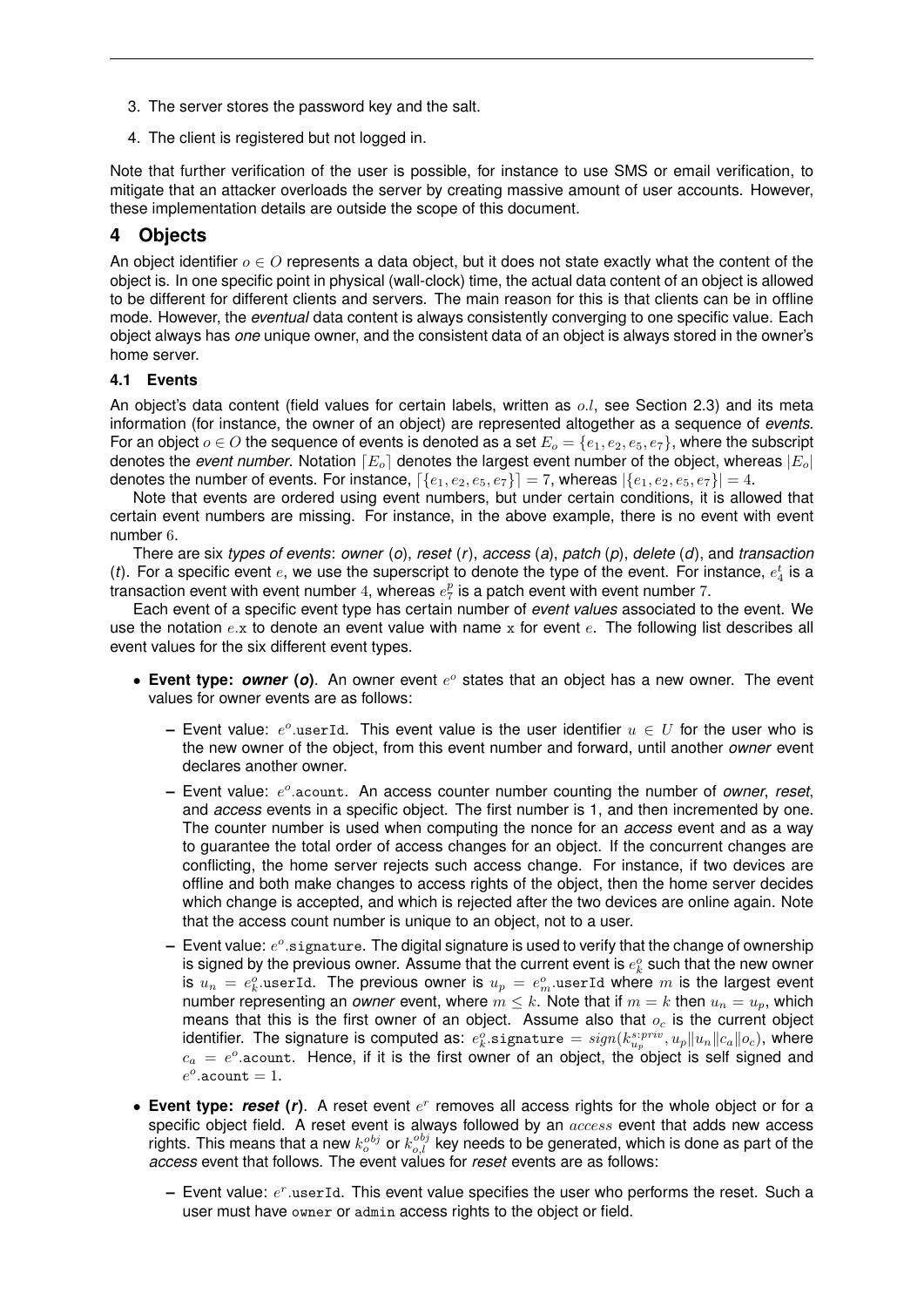3. The server stores the password key and the salt.
4. The client is registered but not logged in.

Note that further verification of the user is possible, for instance to use SMS or email verification, to mitigate that an attacker overloads the server by creating massive amount of user accounts. However, these implementation details are outside the scope of this document.

## 4 Objects

An object identifier $o \in O$ represents a data object, but it does not state exactly what the content of the object is. In one specific point in physical (wall-clock) time, the actual data content of an object is allowed to be different for different clients and servers. The main reason for this is that clients can be in offline mode. However, the *eventual* data content is always consistently converging to one specific value. Each object always has *one* unique owner, and the consistent data of an object is always stored in the owner's home server.

### 4.1 Events

An object's data content (field values for certain labels, written as $o.l$, see Section 2.3) and its meta information (for instance, the owner of an object) are represented altogether as a sequence of *events*. For an object $o \in O$ the sequence of events is denoted as a set $E_o = \{e_1, e_2, e_5, e_7\}$, where the subscript denotes the *event number*. Notation $\lceil E_o \rceil$ denotes the largest event number of the object, whereas $|E_o|$ denotes the number of events. For instance, $\lceil \{e_1, e_2, e_5, e_7\} \rceil = 7$, whereas $|\{e_1, e_2, e_5, e_7\}| = 4$.

Note that events are ordered using event numbers, but under certain conditions, it is allowed that certain event numbers are missing. For instance, in the above example, there is no event with event number $6$.

There are six *types of events*: *owner* (*o*), *reset* (*r*), *access* (*a*), *patch* (*p*), *delete* (*d*), and *transaction* (*t*). For a specific event $e$, we use the superscript to denote the type of the event. For instance, $e_4^t$ is a transaction event with event number $4$, whereas $e_7^p$ is a patch event with event number $7$.

Each event of a specific event type has certain number of *event values* associated to the event. We use the notation $e.\mathtt{x}$ to denote an event value with name $\mathtt{x}$ for event $e$. The following list describes all event values for the six different event types.

- **Event type: *owner* (*o*)**. An owner event $e^o$ states that an object has a new owner. The event values for owner events are as follows:
  - Event value: $e^o.\mathtt{userId}$. This event value is the user identifier $u \in U$ for the user who is the new owner of the object, from this event number and forward, until another *owner* event declares another owner.
  - Event value: $e^o.\mathtt{acount}$. An access counter number counting the number of *owner*, *reset*, and *access* events in a specific object. The first number is 1, and then incremented by one. The counter number is used when computing the nonce for an *access* event and as a way to guarantee the total order of access changes for an object. If the concurrent changes are conflicting, the home server rejects such access change. For instance, if two devices are offline and both make changes to access rights of the object, then the home server decides which change is accepted, and which is rejected after the two devices are online again. Note that the access count number is unique to an object, not to a user.
  - Event value: $e^o.\mathtt{signature}$. The digital signature is used to verify that the change of ownership is signed by the previous owner. Assume that the current event is $e_k^o$ such that the new owner is $u_n = e_k^o.\mathtt{userId}$. The previous owner is $u_p = e_m^o.\mathtt{userId}$ where $m$ is the largest event number representing an *owner* event, where $m \leq k$. Note that if $m = k$ then $u_n = u_p$, which means that this is the first owner of an object. Assume also that $o_c$ is the current object identifier. The signature is computed as: $e_k^o.\mathtt{signature} = sign(k_{u_p}^{s:priv}, u_p \| u_n \| c_a \| o_c)$, where $c_a = e^o.\mathtt{acount}$. Hence, if it is the first owner of an object, the object is self signed and $e^o.\mathtt{acount} = 1$.
- **Event type: *reset* (*r*)**. A reset event $e^r$ removes all access rights for the whole object or for a specific object field. A reset event is always followed by an $access$ event that adds new access rights. This means that a new $k_o^{obj}$ or $k_{o,l}^{obj}$ key needs to be generated, which is done as part of the *access* event that follows. The event values for *reset* events are as follows:
  - Event value: $e^r.\mathtt{userId}$. This event value specifies the user who performs the reset. Such a user must have `owner` or `admin` access rights to the object or field.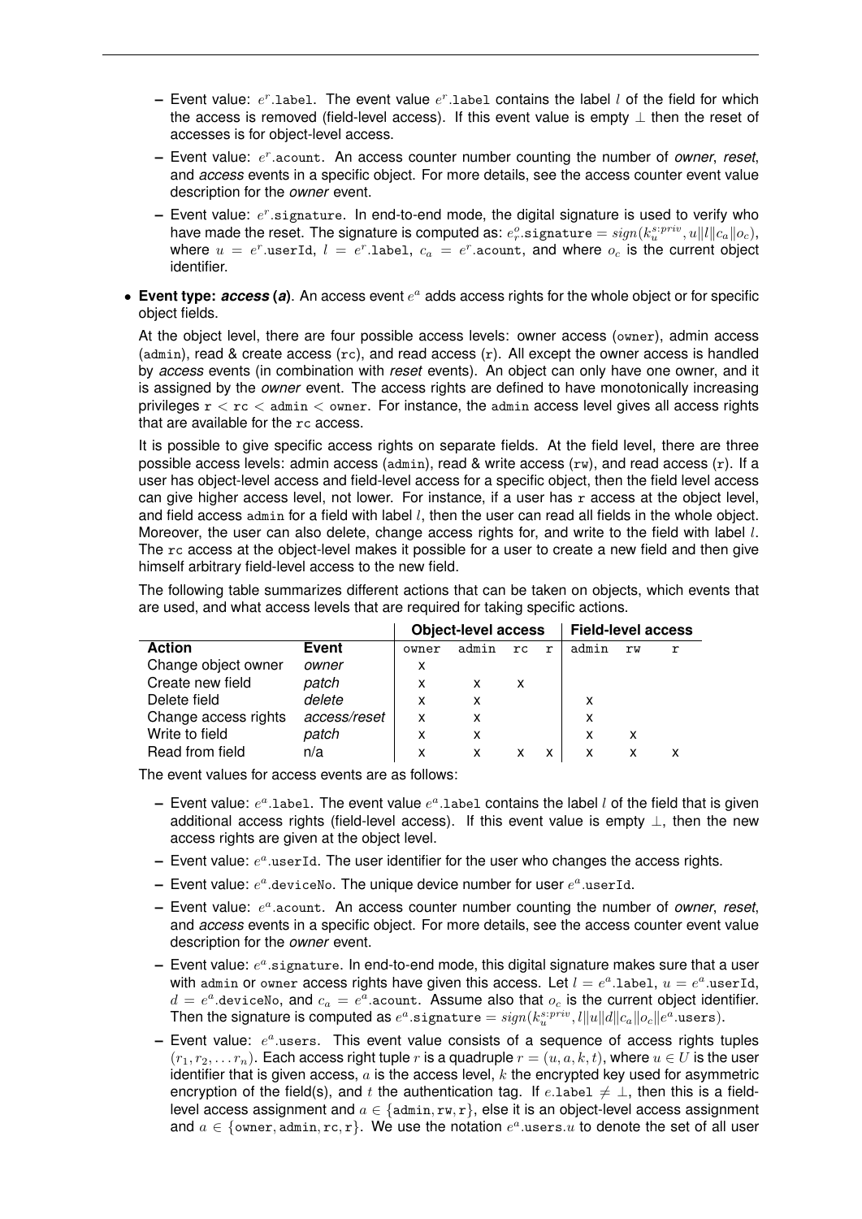- Event value: $e^r$.label. The event value $e^r$.label contains the label $l$ of the field for which the access is removed (field-level access). If this event value is empty $\perp$ then the reset of accesses is for object-level access.
  - Event value: $e^r$.acount. An access counter number counting the number of *owner*, *reset*, and *access* events in a specific object. For more details, see the access counter event value description for the *owner* event.
  - Event value: $e^r$.signature. In end-to-end mode, the digital signature is used to verify who have made the reset. The signature is computed as: $e^o_r.\texttt{signature} = sign(k^{s:priv}_u, u\|l\|c_a\|o_c)$, where $u = e^r.\texttt{userId}$, $l = e^r.\texttt{label}$, $c_a = e^r.\texttt{acount}$, and where $o_c$ is the current object identifier.

- **Event type: *access* (*a*)**. An access event $e^a$ adds access rights for the whole object or for specific object fields.

  At the object level, there are four possible access levels: owner access (owner), admin access (admin), read & create access (rc), and read access (r). All except the owner access is handled by *access* events (in combination with *reset* events). An object can only have one owner, and it is assigned by the *owner* event. The access rights are defined to have monotonically increasing privileges r < rc < admin < owner. For instance, the admin access level gives all access rights that are available for the rc access.

  It is possible to give specific access rights on separate fields. At the field level, there are three possible access levels: admin access (admin), read & write access (rw), and read access (r). If a user has object-level access and field-level access for a specific object, then the field level access can give higher access level, not lower. For instance, if a user has r access at the object level, and field access admin for a field with label $l$, then the user can read all fields in the whole object. Moreover, the user can also delete, change access rights for, and write to the field with label $l$. The rc access at the object-level makes it possible for a user to create a new field and then give himself arbitrary field-level access to the new field.

  The following table summarizes different actions that can be taken on objects, which events that are used, and what access levels that are required for taking specific actions.

| | | Object-level access | | | | Field-level access | | |
|---|---|---|---|---|---|---|---|---|
| **Action** | **Event** | owner | admin | rc | r | admin | rw | r |
| Change object owner | *owner* | x | | | | | | |
| Create new field | *patch* | x | x | x | | | | |
| Delete field | *delete* | x | x | | | x | | |
| Change access rights | *access/reset* | x | x | | | x | | |
| Write to field | *patch* | x | x | | | x | x | |
| Read from field | n/a | x | x | x | x | x | x | x |

  The event values for access events are as follows:

  - Event value: $e^a$.label. The event value $e^a$.label contains the label $l$ of the field that is given additional access rights (field-level access). If this event value is empty $\perp$, then the new access rights are given at the object level.
  - Event value: $e^a$.userId. The user identifier for the user who changes the access rights.
  - Event value: $e^a$.deviceNo. The unique device number for user $e^a$.userId.
  - Event value: $e^a$.acount. An access counter number counting the number of *owner*, *reset*, and *access* events in a specific object. For more details, see the access counter event value description for the *owner* event.
  - Event value: $e^a$.signature. In end-to-end mode, this digital signature makes sure that a user with admin or owner access rights have given this access. Let $l = e^a.\texttt{label}$, $u = e^a.\texttt{userId}$, $d = e^a.\texttt{deviceNo}$, and $c_a = e^a.\texttt{acount}$. Assume also that $o_c$ is the current object identifier. Then the signature is computed as $e^a.\texttt{signature} = sign(k^{s:priv}_u, l\|u\|d\|c_a\|o_c\|e^a.\texttt{users})$.
  - Event value: $e^a$.users. This event value consists of a sequence of access rights tuples $(r_1, r_2, \ldots r_n)$. Each access right tuple $r$ is a quadruple $r = (u, a, k, t)$, where $u \in U$ is the user identifier that is given access, $a$ is the access level, $k$ the encrypted key used for asymmetric encryption of the field(s), and $t$ the authentication tag. If $e.\texttt{label} \neq \perp$, then this is a field-level access assignment and $a \in \{\texttt{admin}, \texttt{rw}, \texttt{r}\}$, else it is an object-level access assignment and $a \in \{\texttt{owner}, \texttt{admin}, \texttt{rc}, \texttt{r}\}$. We use the notation $e^a.\texttt{users}.u$ to denote the set of all user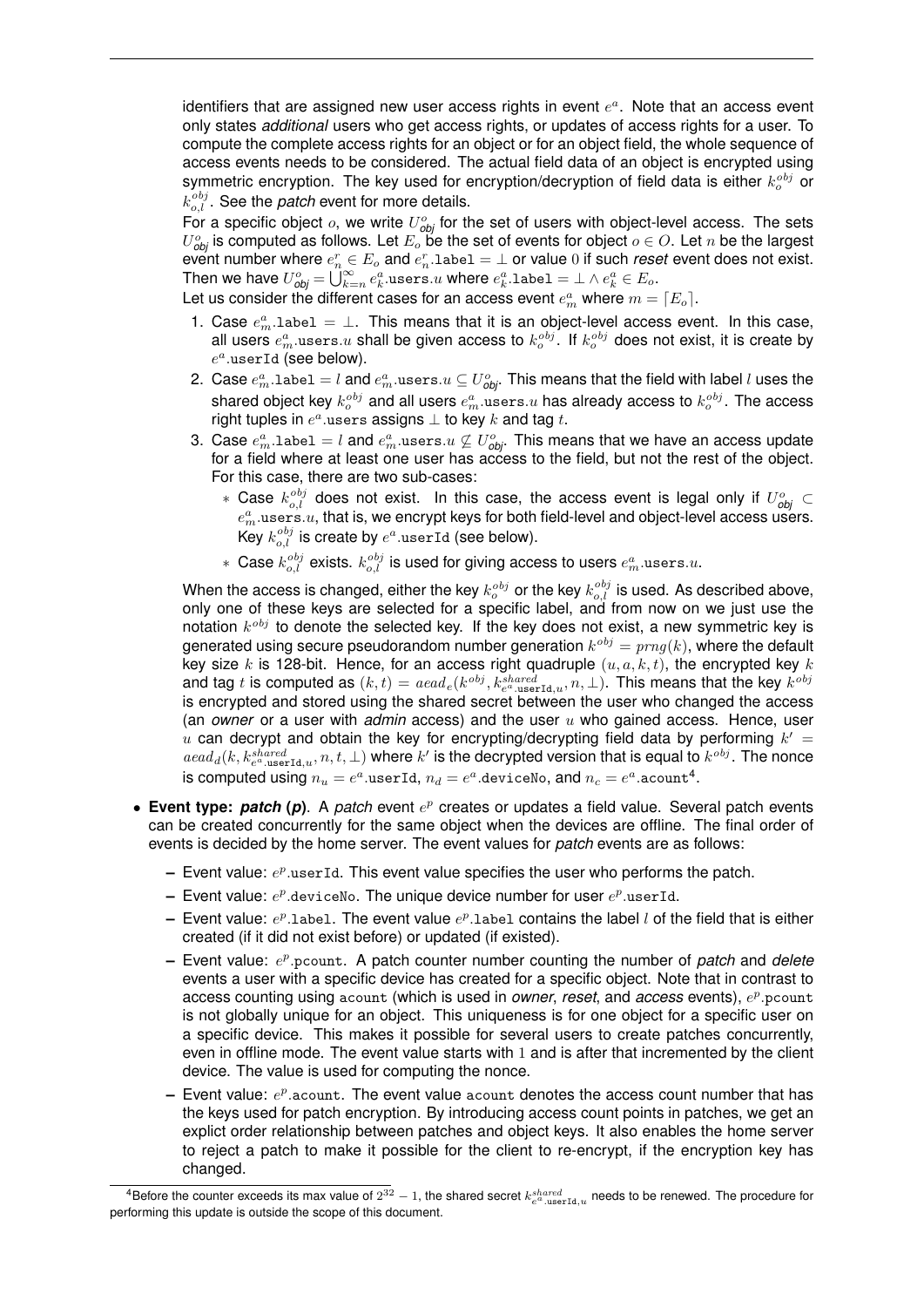identifiers that are assigned new user access rights in event $e^a$. Note that an access event only states *additional* users who get access rights, or updates of access rights for a user. To compute the complete access rights for an object or for an object field, the whole sequence of access events needs to be considered. The actual field data of an object is encrypted using symmetric encryption. The key used for encryption/decryption of field data is either $k_o^{obj}$ or $k_{o,l}^{obj}$. See the *patch* event for more details.

For a specific object $o$, we write $U^o_{\textit{obj}}$ for the set of users with object-level access. The sets $U^o_{\textit{obj}}$ is computed as follows. Let $E_o$ be the set of events for object $o \in O$. Let $n$ be the largest event number where $e^r_n \in E_o$ and $e^r_n.\texttt{label} = \bot$ or value $0$ if such *reset* event does not exist. Then we have $U^o_{\textit{obj}} = \bigcup_{k=n}^{\infty} e^a_k.\texttt{users}.u$ where $e^a_k.\texttt{label} = \bot \wedge e^a_k \in E_o$.

Let us consider the different cases for an access event $e^a_m$ where $m = \lceil E_o \rceil$.

1. Case $e^a_m.\texttt{label} = \bot$. This means that it is an object-level access event. In this case, all users $e^a_m.\texttt{users}.u$ shall be given access to $k_o^{obj}$. If $k_o^{obj}$ does not exist, it is create by $e^a.\texttt{userId}$ (see below).
2. Case $e^a_m.\texttt{label} = l$ and $e^a_m.\texttt{users}.u \subseteq U^o_{\textit{obj}}$. This means that the field with label $l$ uses the shared object key $k_o^{obj}$ and all users $e^a_m.\texttt{users}.u$ has already access to $k_o^{obj}$. The access right tuples in $e^a.\texttt{users}$ assigns $\bot$ to key $k$ and tag $t$.
3. Case $e^a_m.\texttt{label} = l$ and $e^a_m.\texttt{users}.u \not\subseteq U^o_{\textit{obj}}$. This means that we have an access update for a field where at least one user has access to the field, but not the rest of the object. For this case, there are two sub-cases:
   * Case $k_{o,l}^{obj}$ does not exist. In this case, the access event is legal only if $U^o_{\textit{obj}} \subset e^a_m.\texttt{users}.u$, that is, we encrypt keys for both field-level and object-level access users. Key $k_{o,l}^{obj}$ is create by $e^a.\texttt{userId}$ (see below).
   * Case $k_{o,l}^{obj}$ exists. $k_{o,l}^{obj}$ is used for giving access to users $e^a_m.\texttt{users}.u$.

When the access is changed, either the key $k_o^{obj}$ or the key $k_{o,l}^{obj}$ is used. As described above, only one of these keys are selected for a specific label, and from now on we just use the notation $k^{obj}$ to denote the selected key. If the key does not exist, a new symmetric key is generated using secure pseudorandom number generation $k^{obj} = prng(k)$, where the default key size $k$ is 128-bit. Hence, for an access right quadruple $(u, a, k, t)$, the encrypted key $k$ and tag $t$ is computed as $(k, t) = aead_e(k^{obj}, k^{shared}_{e^a.\texttt{userId},u}, n, \bot)$. This means that the key $k^{obj}$ is encrypted and stored using the shared secret between the user who changed the access (an *owner* or a user with *admin* access) and the user $u$ who gained access. Hence, user $u$ can decrypt and obtain the key for encrypting/decrypting field data by performing $k' = aead_d(k, k^{shared}_{e^a.\texttt{userId},u}, n, t, \bot)$ where $k'$ is the decrypted version that is equal to $k^{obj}$. The nonce is computed using $n_u = e^a.\texttt{userId}$, $n_d = e^a.\texttt{deviceNo}$, and $n_c = e^a.\texttt{acount}$[4].

* **Event type: *patch* (*p*)**. A *patch* event $e^p$ creates or updates a field value. Several patch events can be created concurrently for the same object when the devices are offline. The final order of events is decided by the home server. The event values for *patch* events are as follows:
  - Event value: $e^p.\texttt{userId}$. This event value specifies the user who performs the patch.
  - Event value: $e^p.\texttt{deviceNo}$. The unique device number for user $e^p.\texttt{userId}$.
  - Event value: $e^p.\texttt{label}$. The event value $e^p.\texttt{label}$ contains the label $l$ of the field that is either created (if it did not exist before) or updated (if existed).
  - Event value: $e^p.\texttt{pcount}$. A patch counter number counting the number of *patch* and *delete* events a user with a specific device has created for a specific object. Note that in contrast to access counting using acount (which is used in *owner*, *reset*, and *access* events), $e^p.\texttt{pcount}$ is not globally unique for an object. This uniqueness is for one object for a specific user on a specific device. This makes it possible for several users to create patches concurrently, even in offline mode. The event value starts with $1$ and is after that incremented by the client device. The value is used for computing the nonce.
  - Event value: $e^p.\texttt{acount}$. The event value acount denotes the access count number that has the keys used for patch encryption. By introducing access count points in patches, we get an explict order relationship between patches and object keys. It also enables the home server to reject a patch to make it possible for the client to re-encrypt, if the encryption key has changed.

[4] Before the counter exceeds its max value of $2^{32} - 1$, the shared secret $k^{shared}_{e^a.\texttt{userId},u}$ needs to be renewed. The procedure for performing this update is outside the scope of this document.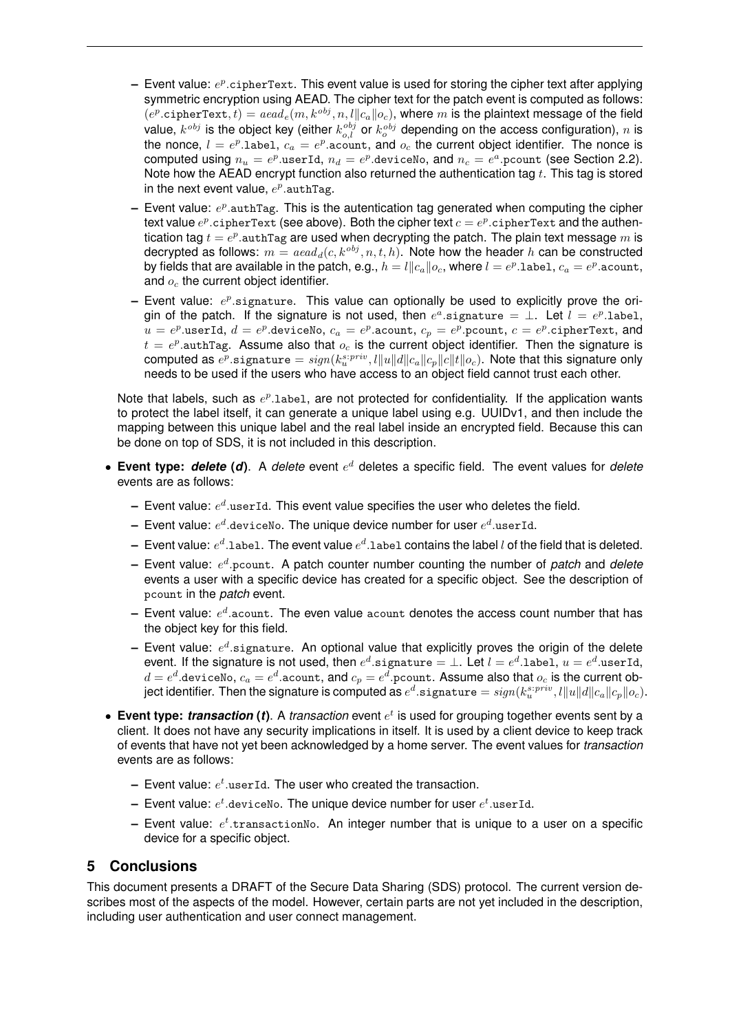- Event value: $e^p$.cipherText. This event value is used for storing the cipher text after applying symmetric encryption using AEAD. The cipher text for the patch event is computed as follows: $(e^p.\texttt{cipherText}, t) = aead_e(m, k^{obj}, n, l \| c_a \| o_c)$, where $m$ is the plaintext message of the field value, $k^{obj}$ is the object key (either $k^{obj}_{o,l}$ or $k^{obj}_o$ depending on the access configuration), $n$ is the nonce, $l = e^p.\texttt{label}$, $c_a = e^p.\texttt{acount}$, and $o_c$ the current object identifier. The nonce is computed using $n_u = e^p.\texttt{userId}$, $n_d = e^p.\texttt{deviceNo}$, and $n_c = e^a.\texttt{pcount}$ (see Section 2.2). Note how the AEAD encrypt function also returned the authentication tag $t$. This tag is stored in the next event value, $e^p$.authTag.
  - Event value: $e^p$.authTag. This is the autentication tag generated when computing the cipher text value $e^p$.cipherText (see above). Both the cipher text $c = e^p.\texttt{cipherText}$ and the authentication tag $t = e^p.\texttt{authTag}$ are used when decrypting the patch. The plain text message $m$ is decrypted as follows: $m = aead_d(c, k^{obj}, n, t, h)$. Note how the header $h$ can be constructed by fields that are available in the patch, e.g., $h = l \| c_a \| o_c$, where $l = e^p.\texttt{label}$, $c_a = e^p.\texttt{acount}$, and $o_c$ the current object identifier.
  - Event value: $e^p$.signature. This value can optionally be used to explicitly prove the origin of the patch. If the signature is not used, then $e^a.\texttt{signature} = \perp$. Let $l = e^p.\texttt{label}$, $u = e^p.\texttt{userId}$, $d = e^p.\texttt{deviceNo}$, $c_a = e^p.\texttt{acount}$, $c_p = e^p.\texttt{pcount}$, $c = e^p.\texttt{cipherText}$, and $t = e^p.\texttt{authTag}$. Assume also that $o_c$ is the current object identifier. Then the signature is computed as $e^p.\texttt{signature} = sign(k_u^{s:priv}, l \| u \| d \| c_a \| c_p \| c \| t \| o_c)$. Note that this signature only needs to be used if the users who have access to an object field cannot trust each other.

  Note that labels, such as $e^p$.label, are not protected for confidentiality. If the application wants to protect the label itself, it can generate a unique label using e.g. UUIDv1, and then include the mapping between this unique label and the real label inside an encrypted field. Because this can be done on top of SDS, it is not included in this description.

- **Event type: *delete* (*d*)**. A *delete* event $e^d$ deletes a specific field. The event values for *delete* events are as follows:
  - Event value: $e^d$.userId. This event value specifies the user who deletes the field.
  - Event value: $e^d$.deviceNo. The unique device number for user $e^d$.userId.
  - Event value: $e^d$.label. The event value $e^d$.label contains the label $l$ of the field that is deleted.
  - Event value: $e^d$.pcount. A patch counter number counting the number of *patch* and *delete* events a user with a specific device has created for a specific object. See the description of pcount in the *patch* event.
  - Event value: $e^d$.acount. The even value acount denotes the access count number that has the object key for this field.
  - Event value: $e^d$.signature. An optional value that explicitly proves the origin of the delete event. If the signature is not used, then $e^d.\texttt{signature} = \perp$. Let $l = e^d.\texttt{label}$, $u = e^d.\texttt{userId}$, $d = e^d.\texttt{deviceNo}$, $c_a = e^d.\texttt{acount}$, and $c_p = e^d.\texttt{pcount}$. Assume also that $o_c$ is the current object identifier. Then the signature is computed as $e^d.\texttt{signature} = sign(k_u^{s:priv}, l \| u \| d \| c_a \| c_p \| o_c)$.
- **Event type: *transaction* (*t*)**. A *transaction* event $e^t$ is used for grouping together events sent by a client. It does not have any security implications in itself. It is used by a client device to keep track of events that have not yet been acknowledged by a home server. The event values for *transaction* events are as follows:
  - Event value: $e^t$.userId. The user who created the transaction.
  - Event value: $e^t$.deviceNo. The unique device number for user $e^t$.userId.
  - Event value: $e^t$.transactionNo. An integer number that is unique to a user on a specific device for a specific object.

## 5 Conclusions

This document presents a DRAFT of the Secure Data Sharing (SDS) protocol. The current version describes most of the aspects of the model. However, certain parts are not yet included in the description, including user authentication and user connect management.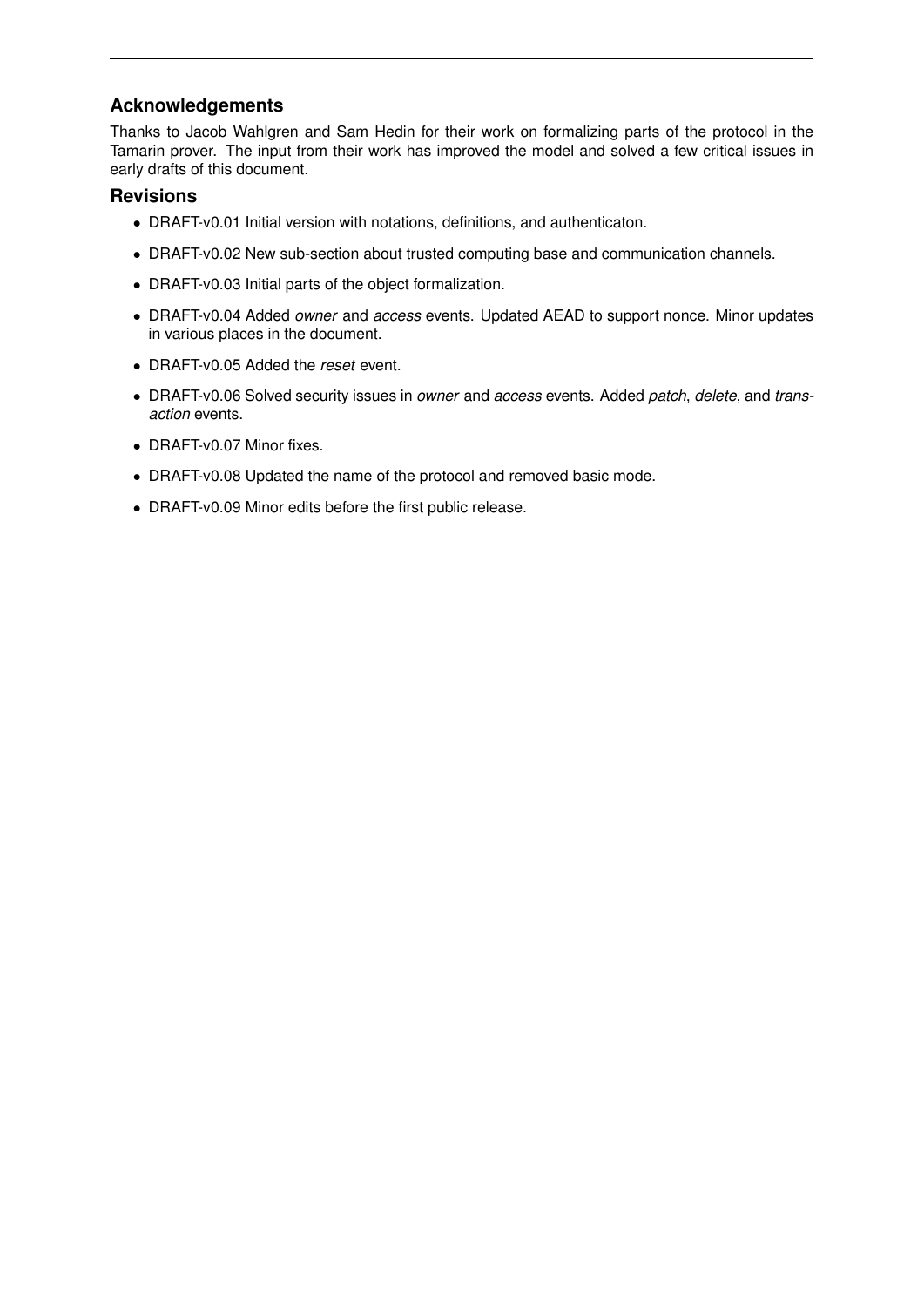## Acknowledgements

Thanks to Jacob Wahlgren and Sam Hedin for their work on formalizing parts of the protocol in the Tamarin prover. The input from their work has improved the model and solved a few critical issues in early drafts of this document.

## Revisions

- DRAFT-v0.01 Initial version with notations, definitions, and authenticaton.
- DRAFT-v0.02 New sub-section about trusted computing base and communication channels.
- DRAFT-v0.03 Initial parts of the object formalization.
- DRAFT-v0.04 Added *owner* and *access* events. Updated AEAD to support nonce. Minor updates in various places in the document.
- DRAFT-v0.05 Added the *reset* event.
- DRAFT-v0.06 Solved security issues in *owner* and *access* events. Added *patch*, *delete*, and *transaction* events.
- DRAFT-v0.07 Minor fixes.
- DRAFT-v0.08 Updated the name of the protocol and removed basic mode.
- DRAFT-v0.09 Minor edits before the first public release.